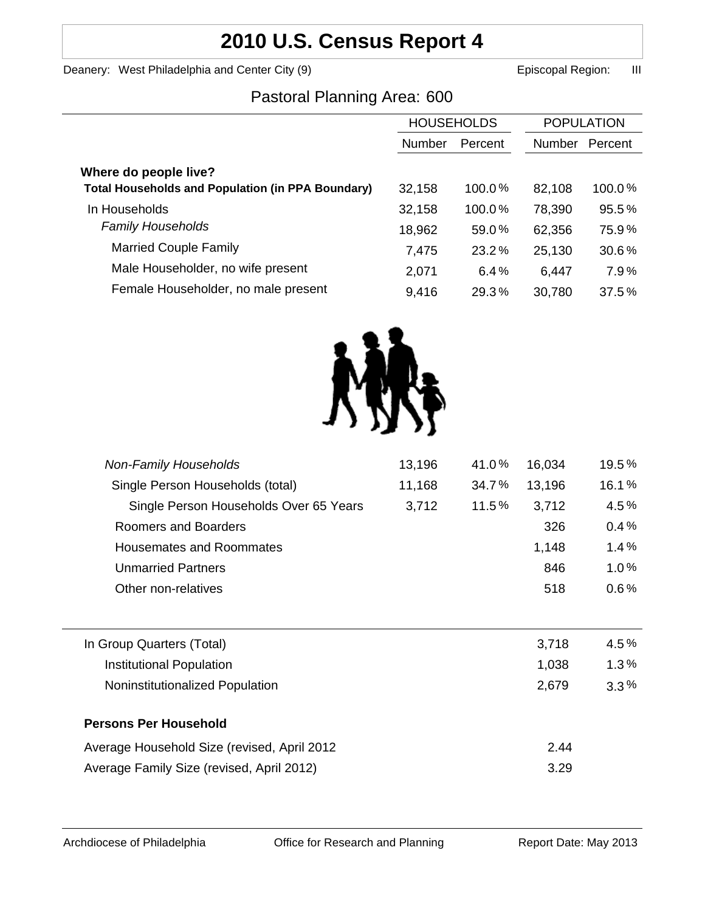# 2010 U.S. Census Report 4

Deanery: West Philadelphia and Center City (9) Episcopal Region: III

## Pastoral Planning Area: 600

| | HOUSEHOLDS | | POPULATION | |
|---|---|---|---|---|
| | Number | Percent | Number | Percent |
| **Where do people live?** | | | | |
| **Total Households and Population (in PPA Boundary)** | 32,158 | 100.0 % | 82,108 | 100.0 % |
| In Households | 32,158 | 100.0 % | 78,390 | 95.5 % |
| *Family Households* | 18,962 | 59.0 % | 62,356 | 75.9 % |
| Married Couple Family | 7,475 | 23.2 % | 25,130 | 30.6 % |
| Male Householder, no wife present | 2,071 | 6.4 % | 6,447 | 7.9 % |
| Female Householder, no male present | 9,416 | 29.3 % | 30,780 | 37.5 % |
| *Non-Family Households* | 13,196 | 41.0 % | 16,034 | 19.5 % |
| Single Person Households (total) | 11,168 | 34.7 % | 13,196 | 16.1 % |
| Single Person Households Over 65 Years | 3,712 | 11.5 % | 3,712 | 4.5 % |
| Roomers and Boarders | | | 326 | 0.4 % |
| Housemates and Roommates | | | 1,148 | 1.4 % |
| Unmarried Partners | | | 846 | 1.0 % |
| Other non-relatives | | | 518 | 0.6 % |
| In Group Quarters (Total) | | | 3,718 | 4.5 % |
| Institutional Population | | | 1,038 | 1.3 % |
| Noninstitutionalized Population | | | 2,679 | 3.3 % |

**Persons Per Household**

| | |
|---|---|
| Average Household Size (revised, April 2012 | 2.44 |
| Average Family Size (revised, April 2012) | 3.29 |

Archdiocese of Philadelphia Office for Research and Planning Report Date: May 2013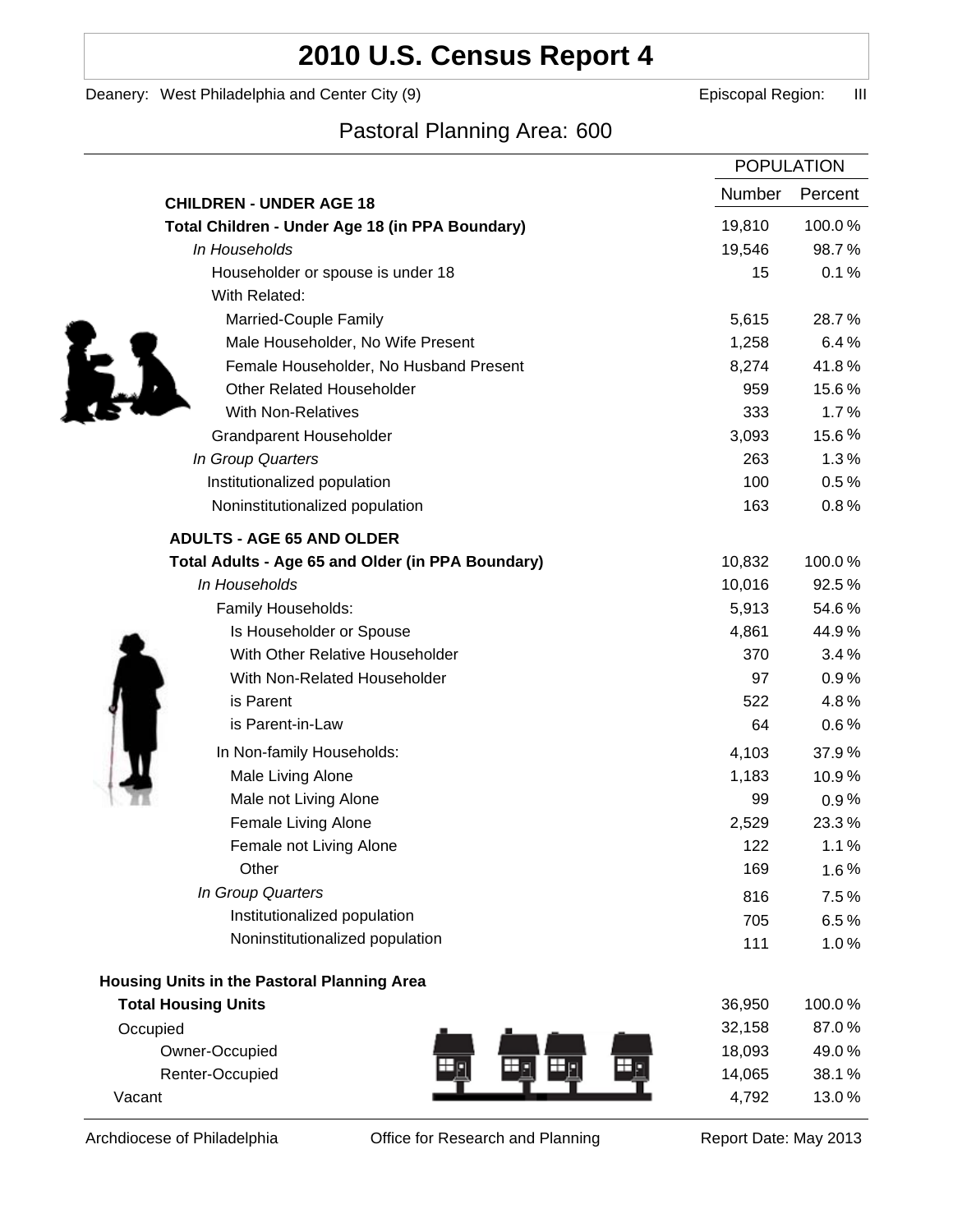# 2010 U.S. Census Report 4

Deanery: West Philadelphia and Center City (9) Episcopal Region: III

## Pastoral Planning Area: 600

| | POPULATION | |
|---|---|---|
| **CHILDREN - UNDER AGE 18** | Number | Percent |
| **Total Children - Under Age 18 (in PPA Boundary)** | 19,810 | 100.0 % |
| *In Households* | 19,546 | 98.7 % |
| Householder or spouse is under 18 | 15 | 0.1 % |
| With Related: | | |
| Married-Couple Family | 5,615 | 28.7 % |
| Male Householder, No Wife Present | 1,258 | 6.4 % |
| Female Householder, No Husband Present | 8,274 | 41.8 % |
| Other Related Householder | 959 | 15.6 % |
| With Non-Relatives | 333 | 1.7 % |
| Grandparent Householder | 3,093 | 15.6 % |
| *In Group Quarters* | 263 | 1.3 % |
| Institutionalized population | 100 | 0.5 % |
| Noninstitutionalized population | 163 | 0.8 % |
| **ADULTS - AGE 65 AND OLDER** | | |
| **Total Adults - Age 65 and Older (in PPA Boundary)** | 10,832 | 100.0 % |
| *In Households* | 10,016 | 92.5 % |
| Family Households: | 5,913 | 54.6 % |
| Is Householder or Spouse | 4,861 | 44.9 % |
| With Other Relative Householder | 370 | 3.4 % |
| With Non-Related Householder | 97 | 0.9 % |
| is Parent | 522 | 4.8 % |
| is Parent-in-Law | 64 | 0.6 % |
| In Non-family Households: | 4,103 | 37.9 % |
| Male Living Alone | 1,183 | 10.9 % |
| Male not Living Alone | 99 | 0.9 % |
| Female Living Alone | 2,529 | 23.3 % |
| Female not Living Alone | 122 | 1.1 % |
| Other | 169 | 1.6 % |
| *In Group Quarters* | 816 | 7.5 % |
| Institutionalized population | 705 | 6.5 % |
| Noninstitutionalized population | 111 | 1.0 % |

**Housing Units in the Pastoral Planning Area**

| | Number | Percent |
|---|---|---|
| **Total Housing Units** | 36,950 | 100.0 % |
| Occupied | 32,158 | 87.0 % |
| Owner-Occupied | 18,093 | 49.0 % |
| Renter-Occupied | 14,065 | 38.1 % |
| Vacant | 4,792 | 13.0 % |

Archdiocese of Philadelphia Office for Research and Planning Report Date: May 2013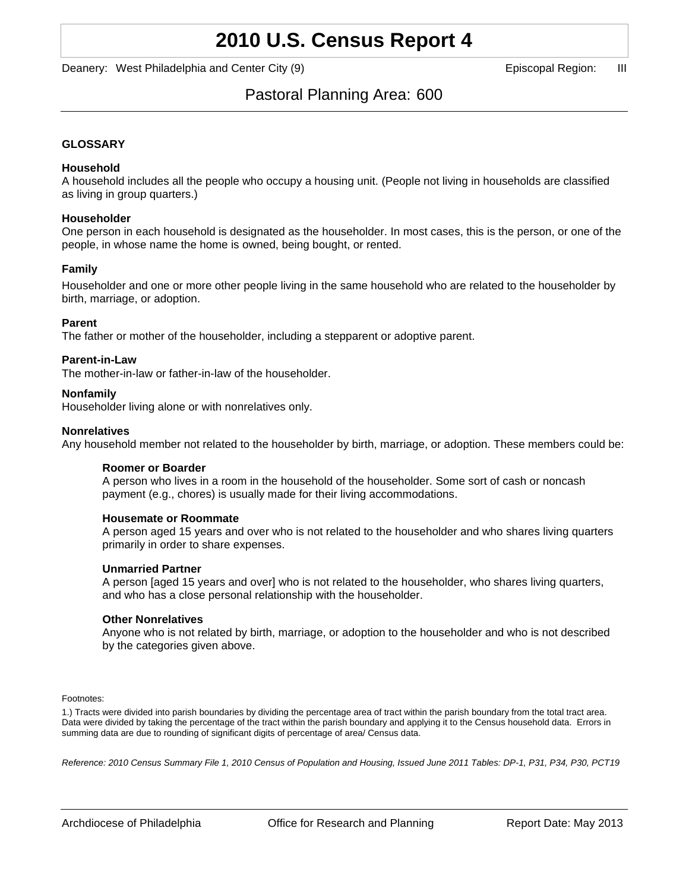# 2010 U.S. Census Report 4

Deanery: West Philadelphia and Center City (9) Episcopal Region: III

## Pastoral Planning Area: 600

**GLOSSARY**

**Household**
A household includes all the people who occupy a housing unit. (People not living in households are classified as living in group quarters.)

**Householder**
One person in each household is designated as the householder. In most cases, this is the person, or one of the people, in whose name the home is owned, being bought, or rented.

**Family**
Householder and one or more other people living in the same household who are related to the householder by birth, marriage, or adoption.

**Parent**
The father or mother of the householder, including a stepparent or adoptive parent.

**Parent-in-Law**
The mother-in-law or father-in-law of the householder.

**Nonfamily**
Householder living alone or with nonrelatives only.

**Nonrelatives**
Any household member not related to the householder by birth, marriage, or adoption. These members could be:

> **Roomer or Boarder**
> A person who lives in a room in the household of the householder. Some sort of cash or noncash payment (e.g., chores) is usually made for their living accommodations.
>
> **Housemate or Roommate**
> A person aged 15 years and over who is not related to the householder and who shares living quarters primarily in order to share expenses.
>
> **Unmarried Partner**
> A person [aged 15 years and over] who is not related to the householder, who shares living quarters, and who has a close personal relationship with the householder.
>
> **Other Nonrelatives**
> Anyone who is not related by birth, marriage, or adoption to the householder and who is not described by the categories given above.

Footnotes:

1.) Tracts were divided into parish boundaries by dividing the percentage area of tract within the parish boundary from the total tract area. Data were divided by taking the percentage of the tract within the parish boundary and applying it to the Census household data. Errors in summing data are due to rounding of significant digits of percentage of area/ Census data.

*Reference: 2010 Census Summary File 1, 2010 Census of Population and Housing, Issued June 2011 Tables: DP-1, P31, P34, P30, PCT19*

Archdiocese of Philadelphia Office for Research and Planning Report Date: May 2013